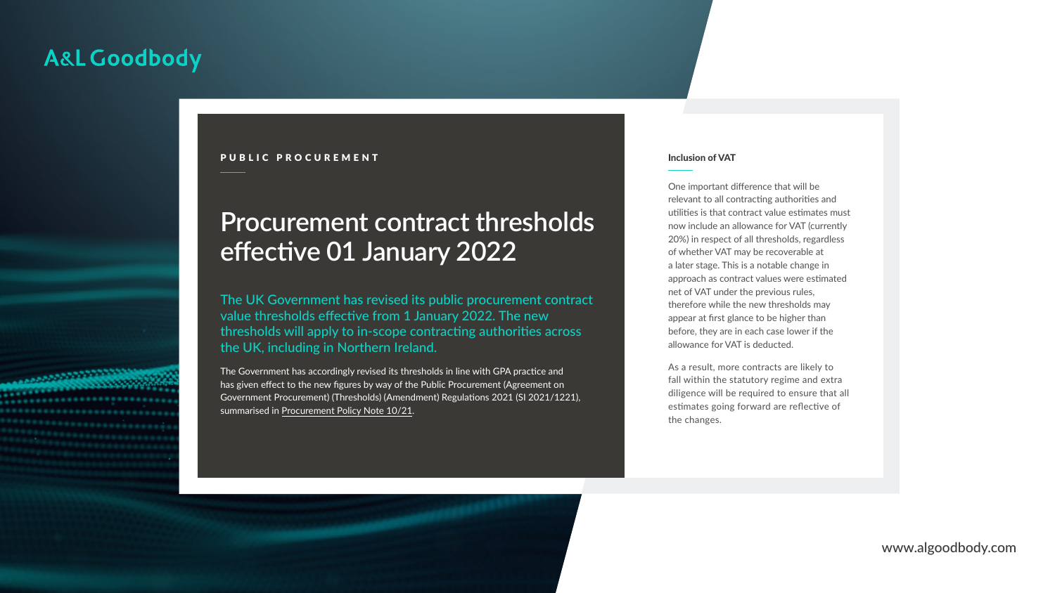A&L Goodbody

PUBLIC PROCUREMENT

# Procurement contract thresholds effective 01 January 2022

The UK Government has revised its public procurement contract value thresholds effective from 1 January 2022. The new thresholds will apply to in-scope contracting authorities across the UK, including in Northern Ireland.

The Government has accordingly revised its thresholds in line with GPA practice and has given effect to the new figures by way of the Public Procurement (Agreement on Government Procurement) (Thresholds) (Amendment) Regulations 2021 (SI 2021/1221), summarised in Procurement Policy Note 10/21.

### Inclusion of VAT

One important difference that will be relevant to all contracting authorities and utilities is that contract value estimates must now include an allowance for VAT (currently 20%) in respect of all thresholds, regardless of whether VAT may be recoverable at a later stage. This is a notable change in approach as contract values were estimated net of VAT under the previous rules, therefore while the new thresholds may appear at first glance to be higher than before, they are in each case lower if the allowance for VAT is deducted.

As a result, more contracts are likely to fall within the statutory regime and extra diligence will be required to ensure that all estimates going forward are reflective of the changes.

www.algoodbody.com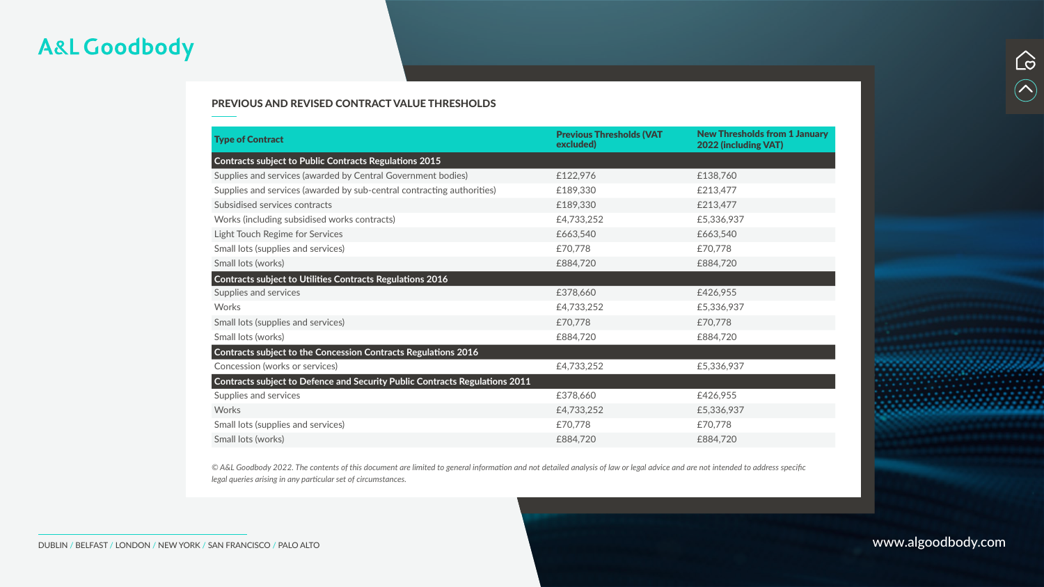## PREVIOUS AND REVISED CONTRACT VALUE THRESHOLDS

| Type of Contract | Previous Thresholds (VAT excluded) | New Thresholds from 1 January 2022 (including VAT) |
|---|---|---|
| **Contracts subject to Public Contracts Regulations 2015** | | |
| Supplies and services (awarded by Central Government bodies) | £122,976 | £138,760 |
| Supplies and services (awarded by sub-central contracting authorities) | £189,330 | £213,477 |
| Subsidised services contracts | £189,330 | £213,477 |
| Works (including subsidised works contracts) | £4,733,252 | £5,336,937 |
| Light Touch Regime for Services | £663,540 | £663,540 |
| Small lots (supplies and services) | £70,778 | £70,778 |
| Small lots (works) | £884,720 | £884,720 |
| **Contracts subject to Utilities Contracts Regulations 2016** | | |
| Supplies and services | £378,660 | £426,955 |
| Works | £4,733,252 | £5,336,937 |
| Small lots (supplies and services) | £70,778 | £70,778 |
| Small lots (works) | £884,720 | £884,720 |
| **Contracts subject to the Concession Contracts Regulations 2016** | | |
| Concession (works or services) | £4,733,252 | £5,336,937 |
| **Contracts subject to Defence and Security Public Contracts Regulations 2011** | | |
| Supplies and services | £378,660 | £426,955 |
| Works | £4,733,252 | £5,336,937 |
| Small lots (supplies and services) | £70,778 | £70,778 |
| Small lots (works) | £884,720 | £884,720 |

*© A&L Goodbody 2022. The contents of this document are limited to general information and not detailed analysis of law or legal advice and are not intended to address specific legal queries arising in any particular set of circumstances.*